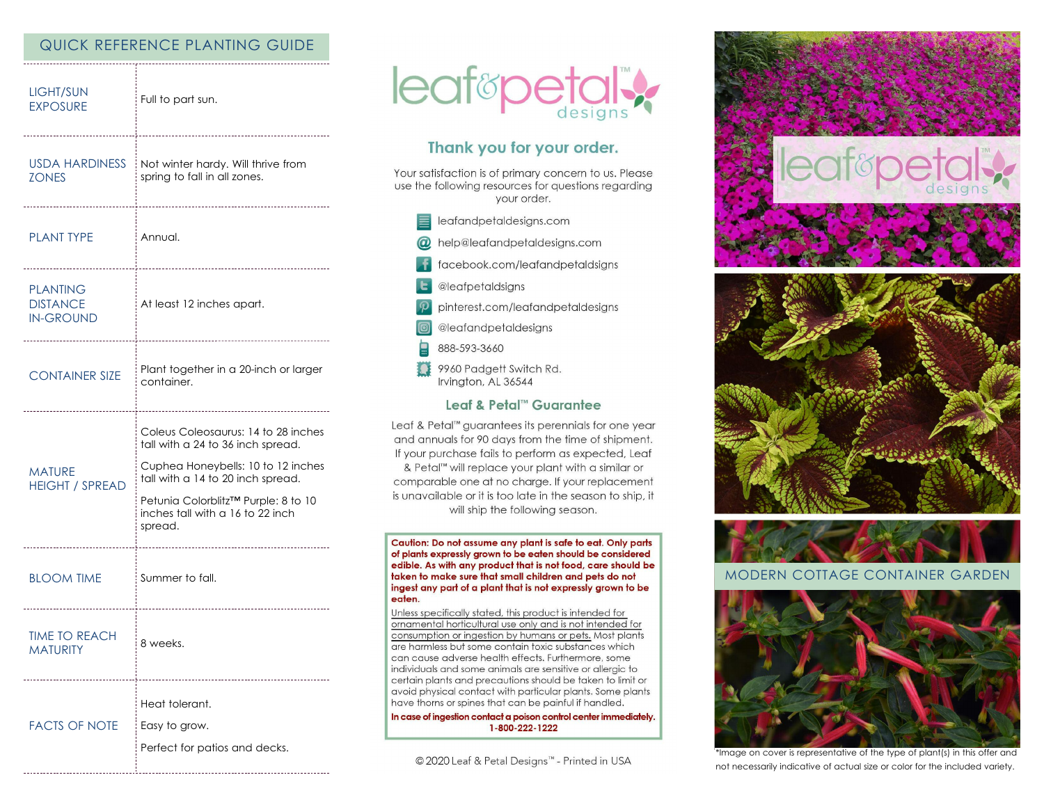## QUICK REFERENCE PLANTING GUIDE

| | |
|---|---|
| LIGHT/SUN EXPOSURE | Full to part sun. |
| USDA HARDINESS ZONES | Not winter hardy. Will thrive from spring to fall in all zones. |
| PLANT TYPE | Annual. |
| PLANTING DISTANCE IN-GROUND | At least 12 inches apart. |
| CONTAINER SIZE | Plant together in a 20-inch or larger container. |
| MATURE HEIGHT / SPREAD | Coleus Coleosaurus: 14 to 28 inches tall with a 24 to 36 inch spread.<br>Cuphea Honeybells: 10 to 12 inches tall with a 14 to 20 inch spread.<br>Petunia Colorblitz™ Purple: 8 to 10 inches tall with a 16 to 22 inch spread. |
| BLOOM TIME | Summer to fall. |
| TIME TO REACH MATURITY | 8 weeks. |
| FACTS OF NOTE | Heat tolerant.<br>Easy to grow.<br>Perfect for patios and decks. |

leaf&petal™ designs

## Thank you for your order.

Your satisfaction is of primary concern to us. Please use the following resources for questions regarding your order.

- leafandpetaldesigns.com
- help@leafandpetaldesigns.com
- facebook.com/leafandpetaldsigns
- @leafpetaldsigns
- pinterest.com/leafandpetaldesigns
- @leafandpetaldesigns
- 888-593-3660
- 9960 Padgett Switch Rd.  
  Irvington, AL 36544

## Leaf & Petal™ Guarantee

Leaf & Petal™ guarantees its perennials for one year and annuals for 90 days from the time of shipment. If your purchase fails to perform as expected, Leaf & Petal™ will replace your plant with a similar or comparable one at no charge. If your replacement is unavailable or it is too late in the season to ship, it will ship the following season.

**Caution: Do not assume any plant is safe to eat. Only parts of plants expressly grown to be eaten should be considered edible. As with any product that is not food, care should be taken to make sure that small children and pets do not ingest any part of a plant that is not expressly grown to be eaten.**

Unless specifically stated, this product is intended for ornamental horticultural use only and is not intended for consumption or ingestion by humans or pets. Most plants are harmless but some contain toxic substances which can cause adverse health effects. Furthermore, some individuals and some animals are sensitive or allergic to certain plants and precautions should be taken to limit or avoid physical contact with particular plants. Some plants have thorns or spines that can be painful if handled.

**In case of ingestion contact a poison control center immediately. 1-800-222-1222**

© 2020 Leaf & Petal Designs™ - Printed in USA

leaf&petal™ designs

## MODERN COTTAGE CONTAINER GARDEN

*Image on cover is representative of the type of plant(s) in this offer and not necessarily indicative of actual size or color for the included variety.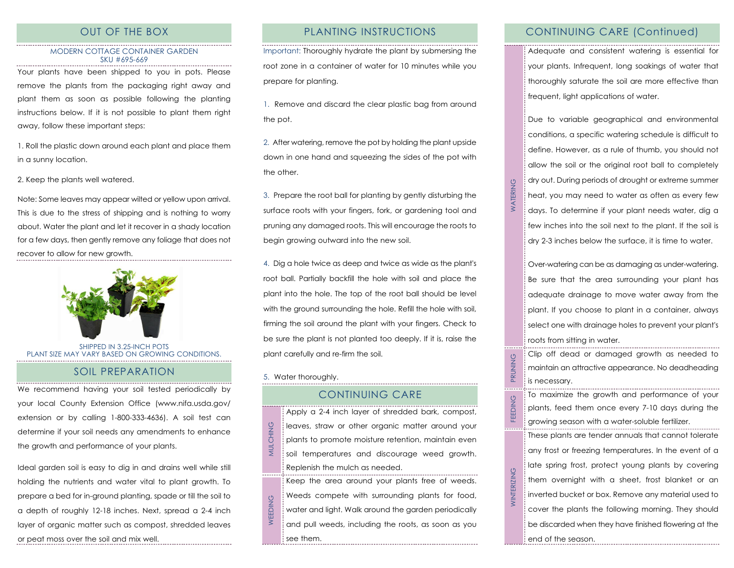## OUT OF THE BOX

MODERN COTTAGE CONTAINER GARDEN
SKU #695-669

Your plants have been shipped to you in pots. Please remove the plants from the packaging right away and plant them as soon as possible following the planting instructions below. If it is not possible to plant them right away, follow these important steps:

1. Roll the plastic down around each plant and place them in a sunny location.

2. Keep the plants well watered.

Note: Some leaves may appear wilted or yellow upon arrival. This is due to the stress of shipping and is nothing to worry about. Water the plant and let it recover in a shady location for a few days, then gently remove any foliage that does not recover to allow for new growth.

SHIPPED IN 3.25-INCH POTS
PLANT SIZE MAY VARY BASED ON GROWING CONDITIONS.

## SOIL PREPARATION

We recommend having your soil tested periodically by your local County Extension Office (www.nifa.usda.gov/extension or by calling 1-800-333-4636). A soil test can determine if your soil needs any amendments to enhance the growth and performance of your plants.

Ideal garden soil is easy to dig in and drains well while still holding the nutrients and water vital to plant growth. To prepare a bed for in-ground planting, spade or till the soil to a depth of roughly 12-18 inches. Next, spread a 2-4 inch layer of organic matter such as compost, shredded leaves or peat moss over the soil and mix well.

## PLANTING INSTRUCTIONS

Important: Thoroughly hydrate the plant by submersing the root zone in a container of water for 10 minutes while you prepare for planting.

1. Remove and discard the clear plastic bag from around the pot.

2. After watering, remove the pot by holding the plant upside down in one hand and squeezing the sides of the pot with the other.

3. Prepare the root ball for planting by gently disturbing the surface roots with your fingers, fork, or gardening tool and pruning any damaged roots. This will encourage the roots to begin growing outward into the new soil.

4. Dig a hole twice as deep and twice as wide as the plant's root ball. Partially backfill the hole with soil and place the plant into the hole. The top of the root ball should be level with the ground surrounding the hole. Refill the hole with soil, firming the soil around the plant with your fingers. Check to be sure the plant is not planted too deeply. If it is, raise the plant carefully and re-firm the soil.

5. Water thoroughly.

## CONTINUING CARE

**MULCHING**

Apply a 2-4 inch layer of shredded bark, compost, leaves, straw or other organic matter around your plants to promote moisture retention, maintain even soil temperatures and discourage weed growth. Replenish the mulch as needed.

**WEEDING**

Keep the area around your plants free of weeds. Weeds compete with surrounding plants for food, water and light. Walk around the garden periodically and pull weeds, including the roots, as soon as you see them.

## CONTINUING CARE (Continued)

**WATERING**

Adequate and consistent watering is essential for your plants. Infrequent, long soakings of water that thoroughly saturate the soil are more effective than frequent, light applications of water.

Due to variable geographical and environmental conditions, a specific watering schedule is difficult to define. However, as a rule of thumb, you should not allow the soil or the original root ball to completely dry out. During periods of drought or extreme summer heat, you may need to water as often as every few days. To determine if your plant needs water, dig a few inches into the soil next to the plant. If the soil is dry 2-3 inches below the surface, it is time to water.

Over-watering can be as damaging as under-watering. Be sure that the area surrounding your plant has adequate drainage to move water away from the plant. If you choose to plant in a container, always select one with drainage holes to prevent your plant's roots from sitting in water.

**PRUNING**

Clip off dead or damaged growth as needed to maintain an attractive appearance. No deadheading is necessary.

**FEEDING**

To maximize the growth and performance of your plants, feed them once every 7-10 days during the growing season with a water-soluble fertilizer.

**WINTERIZING**

These plants are tender annuals that cannot tolerate any frost or freezing temperatures. In the event of a late spring frost, protect young plants by covering them overnight with a sheet, frost blanket or an inverted bucket or box. Remove any material used to cover the plants the following morning. They should be discarded when they have finished flowering at the end of the season.